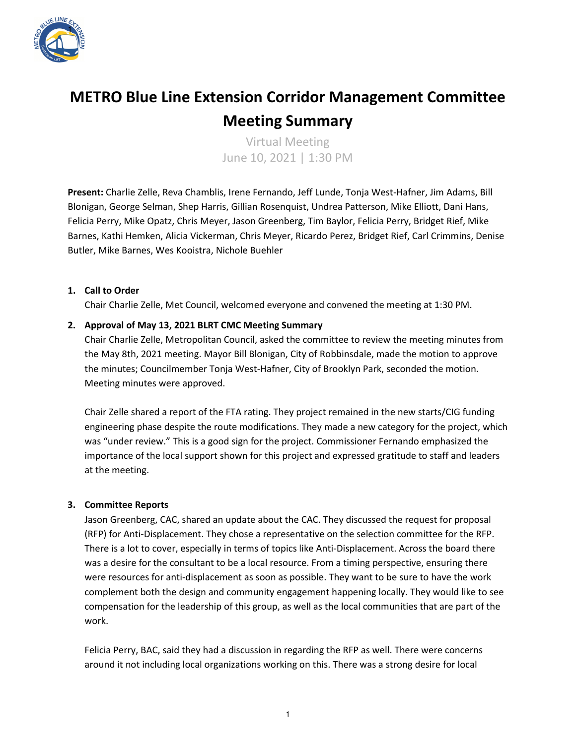# METRO Blue Line Extension Corridor Management Committee Meeting Summary

Virtual Meeting
June 10, 2021 | 1:30 PM

**Present:** Charlie Zelle, Reva Chamblis, Irene Fernando, Jeff Lunde, Tonja West-Hafner, Jim Adams, Bill Blonigan, George Selman, Shep Harris, Gillian Rosenquist, Undrea Patterson, Mike Elliott, Dani Hans, Felicia Perry, Mike Opatz, Chris Meyer, Jason Greenberg, Tim Baylor, Felicia Perry, Bridget Rief, Mike Barnes, Kathi Hemken, Alicia Vickerman, Chris Meyer, Ricardo Perez, Bridget Rief, Carl Crimmins, Denise Butler, Mike Barnes, Wes Kooistra, Nichole Buehler

1. **Call to Order**
   Chair Charlie Zelle, Met Council, welcomed everyone and convened the meeting at 1:30 PM.

2. **Approval of May 13, 2021 BLRT CMC Meeting Summary**
   Chair Charlie Zelle, Metropolitan Council, asked the committee to review the meeting minutes from the May 8th, 2021 meeting. Mayor Bill Blonigan, City of Robbinsdale, made the motion to approve the minutes; Councilmember Tonja West-Hafner, City of Brooklyn Park, seconded the motion. Meeting minutes were approved.

   Chair Zelle shared a report of the FTA rating. They project remained in the new starts/CIG funding engineering phase despite the route modifications. They made a new category for the project, which was "under review." This is a good sign for the project. Commissioner Fernando emphasized the importance of the local support shown for this project and expressed gratitude to staff and leaders at the meeting.

3. **Committee Reports**
   Jason Greenberg, CAC, shared an update about the CAC. They discussed the request for proposal (RFP) for Anti-Displacement. They chose a representative on the selection committee for the RFP. There is a lot to cover, especially in terms of topics like Anti-Displacement. Across the board there was a desire for the consultant to be a local resource. From a timing perspective, ensuring there were resources for anti-displacement as soon as possible. They want to be sure to have the work complement both the design and community engagement happening locally. They would like to see compensation for the leadership of this group, as well as the local communities that are part of the work.

   Felicia Perry, BAC, said they had a discussion in regarding the RFP as well. There were concerns around it not including local organizations working on this. There was a strong desire for local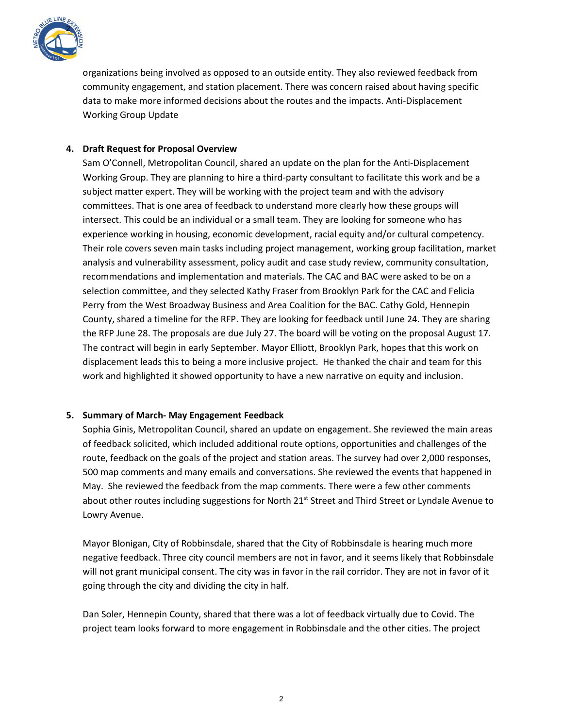organizations being involved as opposed to an outside entity. They also reviewed feedback from community engagement, and station placement. There was concern raised about having specific data to make more informed decisions about the routes and the impacts. Anti-Displacement Working Group Update

4. **Draft Request for Proposal Overview**

   Sam O'Connell, Metropolitan Council, shared an update on the plan for the Anti-Displacement Working Group. They are planning to hire a third-party consultant to facilitate this work and be a subject matter expert. They will be working with the project team and with the advisory committees. That is one area of feedback to understand more clearly how these groups will intersect. This could be an individual or a small team. They are looking for someone who has experience working in housing, economic development, racial equity and/or cultural competency. Their role covers seven main tasks including project management, working group facilitation, market analysis and vulnerability assessment, policy audit and case study review, community consultation, recommendations and implementation and materials. The CAC and BAC were asked to be on a selection committee, and they selected Kathy Fraser from Brooklyn Park for the CAC and Felicia Perry from the West Broadway Business and Area Coalition for the BAC. Cathy Gold, Hennepin County, shared a timeline for the RFP. They are looking for feedback until June 24. They are sharing the RFP June 28. The proposals are due July 27. The board will be voting on the proposal August 17. The contract will begin in early September. Mayor Elliott, Brooklyn Park, hopes that this work on displacement leads this to being a more inclusive project. He thanked the chair and team for this work and highlighted it showed opportunity to have a new narrative on equity and inclusion.

5. **Summary of March- May Engagement Feedback**

   Sophia Ginis, Metropolitan Council, shared an update on engagement. She reviewed the main areas of feedback solicited, which included additional route options, opportunities and challenges of the route, feedback on the goals of the project and station areas. The survey had over 2,000 responses, 500 map comments and many emails and conversations. She reviewed the events that happened in May. She reviewed the feedback from the map comments. There were a few other comments about other routes including suggestions for North 21st Street and Third Street or Lyndale Avenue to Lowry Avenue.

   Mayor Blonigan, City of Robbinsdale, shared that the City of Robbinsdale is hearing much more negative feedback. Three city council members are not in favor, and it seems likely that Robbinsdale will not grant municipal consent. The city was in favor in the rail corridor. They are not in favor of it going through the city and dividing the city in half.

   Dan Soler, Hennepin County, shared that there was a lot of feedback virtually due to Covid. The project team looks forward to more engagement in Robbinsdale and the other cities. The project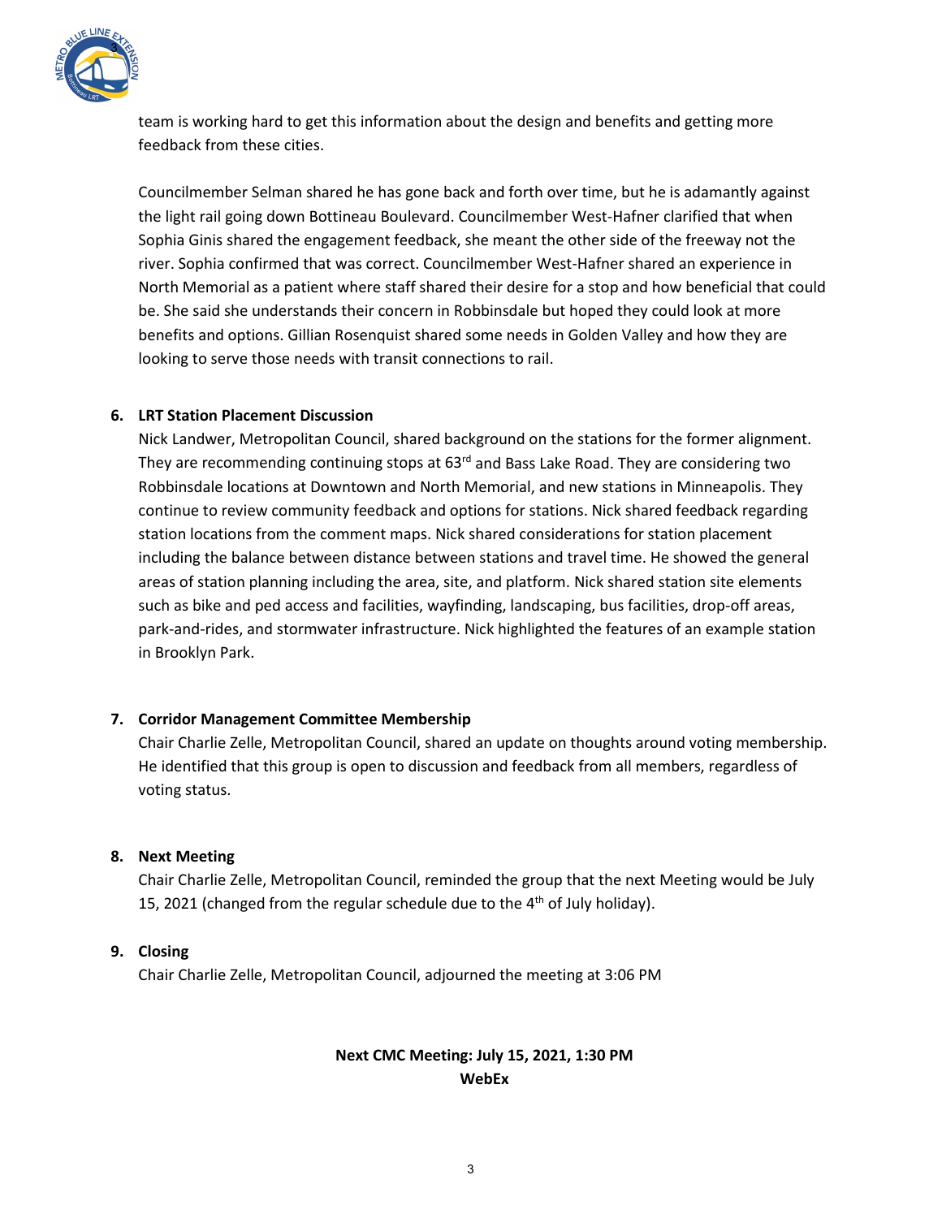team is working hard to get this information about the design and benefits and getting more feedback from these cities.

Councilmember Selman shared he has gone back and forth over time, but he is adamantly against the light rail going down Bottineau Boulevard. Councilmember West-Hafner clarified that when Sophia Ginis shared the engagement feedback, she meant the other side of the freeway not the river. Sophia confirmed that was correct. Councilmember West-Hafner shared an experience in North Memorial as a patient where staff shared their desire for a stop and how beneficial that could be. She said she understands their concern in Robbinsdale but hoped they could look at more benefits and options. Gillian Rosenquist shared some needs in Golden Valley and how they are looking to serve those needs with transit connections to rail.

**6. LRT Station Placement Discussion**

Nick Landwer, Metropolitan Council, shared background on the stations for the former alignment. They are recommending continuing stops at 63rd and Bass Lake Road. They are considering two Robbinsdale locations at Downtown and North Memorial, and new stations in Minneapolis. They continue to review community feedback and options for stations. Nick shared feedback regarding station locations from the comment maps. Nick shared considerations for station placement including the balance between distance between stations and travel time. He showed the general areas of station planning including the area, site, and platform. Nick shared station site elements such as bike and ped access and facilities, wayfinding, landscaping, bus facilities, drop-off areas, park-and-rides, and stormwater infrastructure. Nick highlighted the features of an example station in Brooklyn Park.

**7. Corridor Management Committee Membership**

Chair Charlie Zelle, Metropolitan Council, shared an update on thoughts around voting membership. He identified that this group is open to discussion and feedback from all members, regardless of voting status.

**8. Next Meeting**

Chair Charlie Zelle, Metropolitan Council, reminded the group that the next Meeting would be July 15, 2021 (changed from the regular schedule due to the 4th of July holiday).

**9. Closing**

Chair Charlie Zelle, Metropolitan Council, adjourned the meeting at 3:06 PM

**Next CMC Meeting: July 15, 2021, 1:30 PM**
**WebEx**